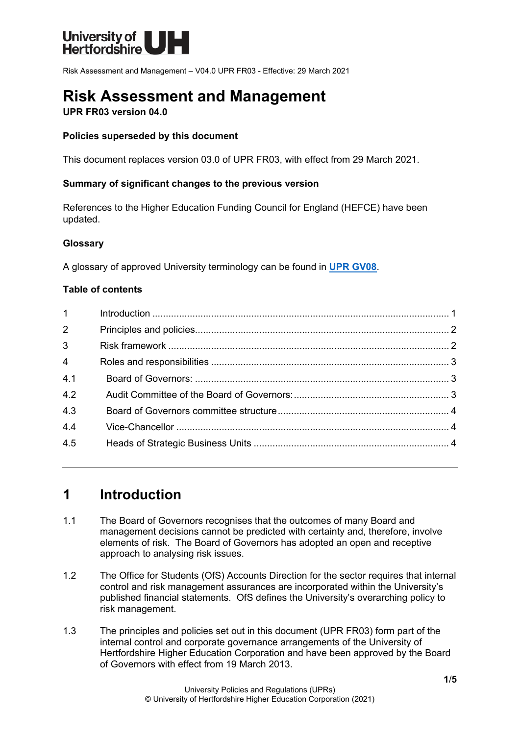# Risk Assessment and Management

**UPR FR03 version 04.0**

**Policies superseded by this document**

This document replaces version 03.0 of UPR FR03, with effect from 29 March 2021.

**Summary of significant changes to the previous version**

References to the Higher Education Funding Council for England (HEFCE) have been updated.

**Glossary**

A glossary of approved University terminology can be found in **UPR GV08**.

**Table of contents**

| | | |
|---|---|---|
| 1 | Introduction | 1 |
| 2 | Principles and policies | 2 |
| 3 | Risk framework | 2 |
| 4 | Roles and responsibilities | 3 |
| 4.1 | Board of Governors: | 3 |
| 4.2 | Audit Committee of the Board of Governors: | 3 |
| 4.3 | Board of Governors committee structure | 4 |
| 4.4 | Vice-Chancellor | 4 |
| 4.5 | Heads of Strategic Business Units | 4 |

## 1 Introduction

1.1 The Board of Governors recognises that the outcomes of many Board and management decisions cannot be predicted with certainty and, therefore, involve elements of risk. The Board of Governors has adopted an open and receptive approach to analysing risk issues.

1.2 The Office for Students (OfS) Accounts Direction for the sector requires that internal control and risk management assurances are incorporated within the University's published financial statements. OfS defines the University's overarching policy to risk management.

1.3 The principles and policies set out in this document (UPR FR03) form part of the internal control and corporate governance arrangements of the University of Hertfordshire Higher Education Corporation and have been approved by the Board of Governors with effect from 19 March 2013.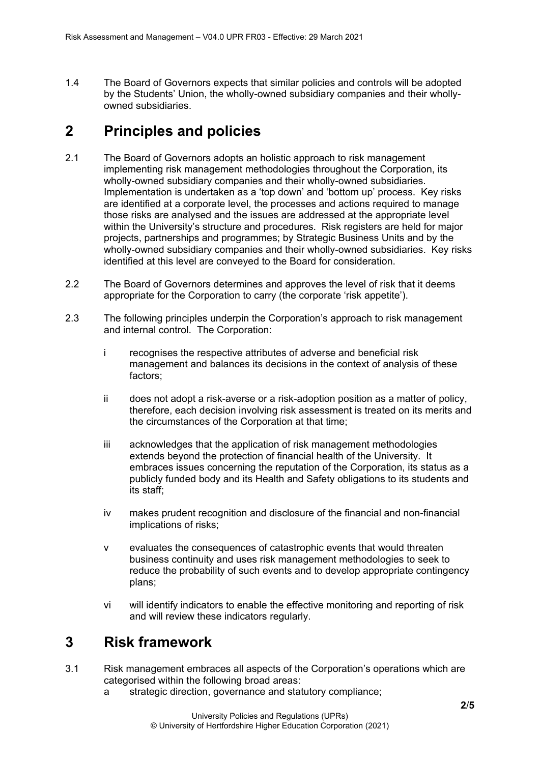1.4 The Board of Governors expects that similar policies and controls will be adopted by the Students' Union, the wholly-owned subsidiary companies and their wholly-owned subsidiaries.

# 2 Principles and policies

2.1 The Board of Governors adopts an holistic approach to risk management implementing risk management methodologies throughout the Corporation, its wholly-owned subsidiary companies and their wholly-owned subsidiaries. Implementation is undertaken as a 'top down' and 'bottom up' process. Key risks are identified at a corporate level, the processes and actions required to manage those risks are analysed and the issues are addressed at the appropriate level within the University's structure and procedures. Risk registers are held for major projects, partnerships and programmes; by Strategic Business Units and by the wholly-owned subsidiary companies and their wholly-owned subsidiaries. Key risks identified at this level are conveyed to the Board for consideration.

2.2 The Board of Governors determines and approves the level of risk that it deems appropriate for the Corporation to carry (the corporate 'risk appetite').

2.3 The following principles underpin the Corporation's approach to risk management and internal control. The Corporation:

- i recognises the respective attributes of adverse and beneficial risk management and balances its decisions in the context of analysis of these factors;

- ii does not adopt a risk-averse or a risk-adoption position as a matter of policy, therefore, each decision involving risk assessment is treated on its merits and the circumstances of the Corporation at that time;

- iii acknowledges that the application of risk management methodologies extends beyond the protection of financial health of the University. It embraces issues concerning the reputation of the Corporation, its status as a publicly funded body and its Health and Safety obligations to its students and its staff;

- iv makes prudent recognition and disclosure of the financial and non-financial implications of risks;

- v evaluates the consequences of catastrophic events that would threaten business continuity and uses risk management methodologies to seek to reduce the probability of such events and to develop appropriate contingency plans;

- vi will identify indicators to enable the effective monitoring and reporting of risk and will review these indicators regularly.

# 3 Risk framework

3.1 Risk management embraces all aspects of the Corporation's operations which are categorised within the following broad areas:

- a strategic direction, governance and statutory compliance;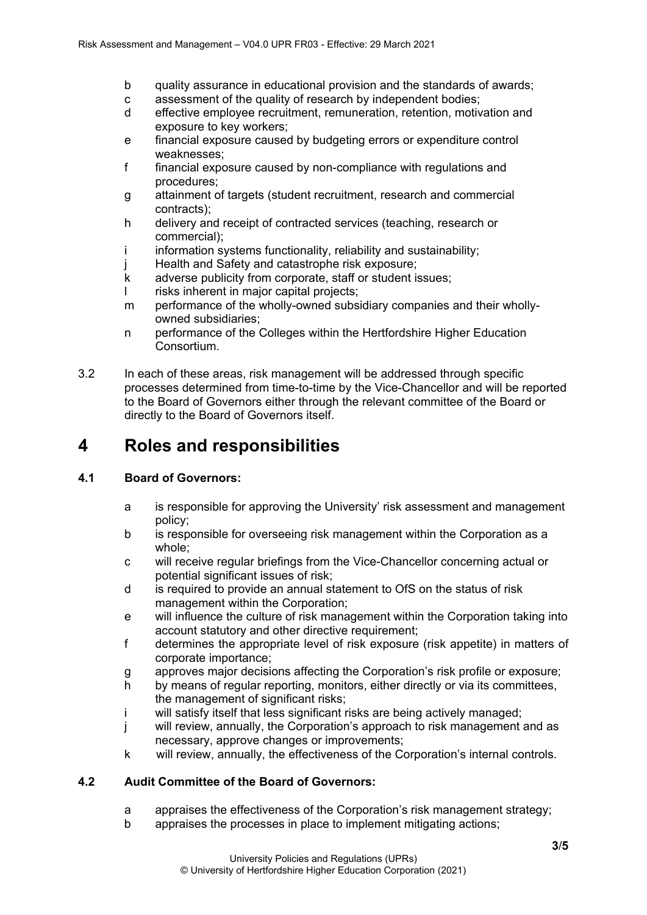b quality assurance in educational provision and the standards of awards;
c assessment of the quality of research by independent bodies;
d effective employee recruitment, remuneration, retention, motivation and exposure to key workers;
e financial exposure caused by budgeting errors or expenditure control weaknesses;
f financial exposure caused by non-compliance with regulations and procedures;
g attainment of targets (student recruitment, research and commercial contracts);
h delivery and receipt of contracted services (teaching, research or commercial);
i information systems functionality, reliability and sustainability;
j Health and Safety and catastrophe risk exposure;
k adverse publicity from corporate, staff or student issues;
l risks inherent in major capital projects;
m performance of the wholly-owned subsidiary companies and their wholly-owned subsidiaries;
n performance of the Colleges within the Hertfordshire Higher Education Consortium.

3.2 In each of these areas, risk management will be addressed through specific processes determined from time-to-time by the Vice-Chancellor and will be reported to the Board of Governors either through the relevant committee of the Board or directly to the Board of Governors itself.

# 4 Roles and responsibilities

### 4.1 Board of Governors:

a is responsible for approving the University' risk assessment and management policy;
b is responsible for overseeing risk management within the Corporation as a whole;
c will receive regular briefings from the Vice-Chancellor concerning actual or potential significant issues of risk;
d is required to provide an annual statement to OfS on the status of risk management within the Corporation;
e will influence the culture of risk management within the Corporation taking into account statutory and other directive requirement;
f determines the appropriate level of risk exposure (risk appetite) in matters of corporate importance;
g approves major decisions affecting the Corporation's risk profile or exposure;
h by means of regular reporting, monitors, either directly or via its committees, the management of significant risks;
i will satisfy itself that less significant risks are being actively managed;
j will review, annually, the Corporation's approach to risk management and as necessary, approve changes or improvements;
k will review, annually, the effectiveness of the Corporation's internal controls.

### 4.2 Audit Committee of the Board of Governors:

a appraises the effectiveness of the Corporation's risk management strategy;
b appraises the processes in place to implement mitigating actions;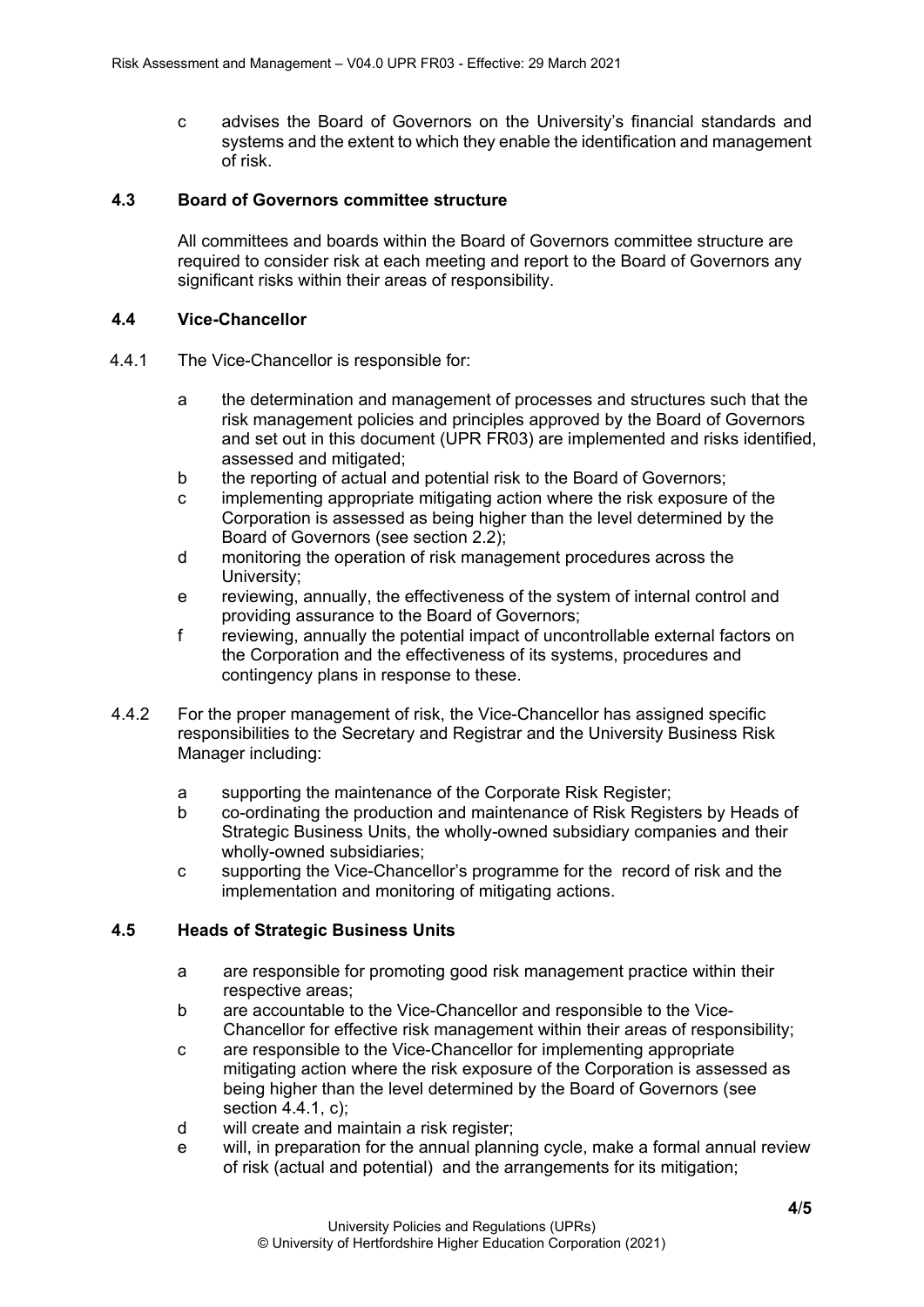c advises the Board of Governors on the University's financial standards and systems and the extent to which they enable the identification and management of risk.

### 4.3 Board of Governors committee structure

All committees and boards within the Board of Governors committee structure are required to consider risk at each meeting and report to the Board of Governors any significant risks within their areas of responsibility.

### 4.4 Vice-Chancellor

4.4.1 The Vice-Chancellor is responsible for:

- a the determination and management of processes and structures such that the risk management policies and principles approved by the Board of Governors and set out in this document (UPR FR03) are implemented and risks identified, assessed and mitigated;
- b the reporting of actual and potential risk to the Board of Governors;
- c implementing appropriate mitigating action where the risk exposure of the Corporation is assessed as being higher than the level determined by the Board of Governors (see section 2.2);
- d monitoring the operation of risk management procedures across the University;
- e reviewing, annually, the effectiveness of the system of internal control and providing assurance to the Board of Governors;
- f reviewing, annually the potential impact of uncontrollable external factors on the Corporation and the effectiveness of its systems, procedures and contingency plans in response to these.

4.4.2 For the proper management of risk, the Vice-Chancellor has assigned specific responsibilities to the Secretary and Registrar and the University Business Risk Manager including:

- a supporting the maintenance of the Corporate Risk Register;
- b co-ordinating the production and maintenance of Risk Registers by Heads of Strategic Business Units, the wholly-owned subsidiary companies and their wholly-owned subsidiaries;
- c supporting the Vice-Chancellor's programme for the record of risk and the implementation and monitoring of mitigating actions.

### 4.5 Heads of Strategic Business Units

- a are responsible for promoting good risk management practice within their respective areas;
- b are accountable to the Vice-Chancellor and responsible to the Vice-Chancellor for effective risk management within their areas of responsibility;
- c are responsible to the Vice-Chancellor for implementing appropriate mitigating action where the risk exposure of the Corporation is assessed as being higher than the level determined by the Board of Governors (see section 4.4.1, c);
- d will create and maintain a risk register;
- e will, in preparation for the annual planning cycle, make a formal annual review of risk (actual and potential) and the arrangements for its mitigation;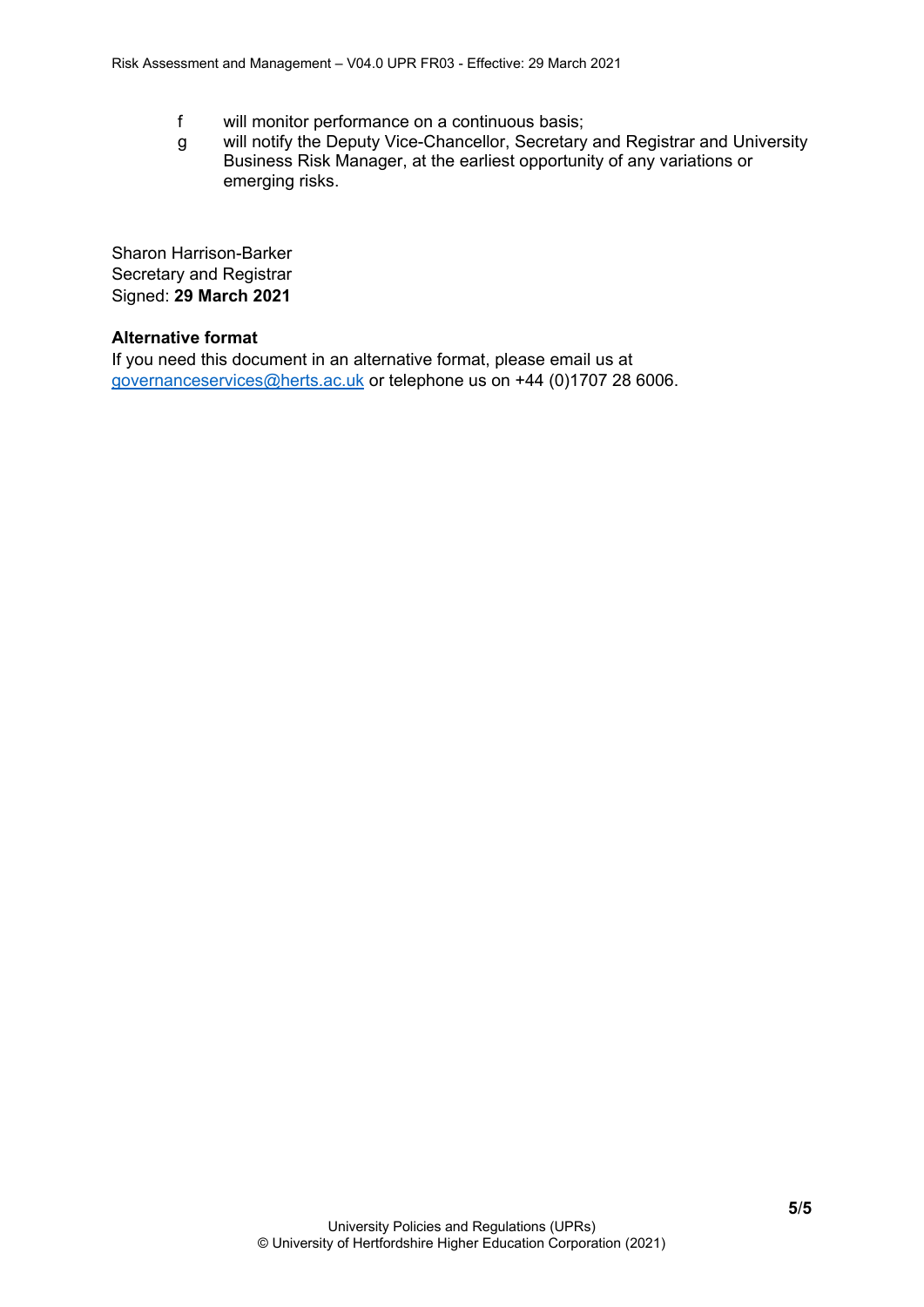f will monitor performance on a continuous basis;

g will notify the Deputy Vice-Chancellor, Secretary and Registrar and University Business Risk Manager, at the earliest opportunity of any variations or emerging risks.

Sharon Harrison-Barker
Secretary and Registrar
Signed: **29 March 2021**

**Alternative format**
If you need this document in an alternative format, please email us at governanceservices@herts.ac.uk or telephone us on +44 (0)1707 28 6006.